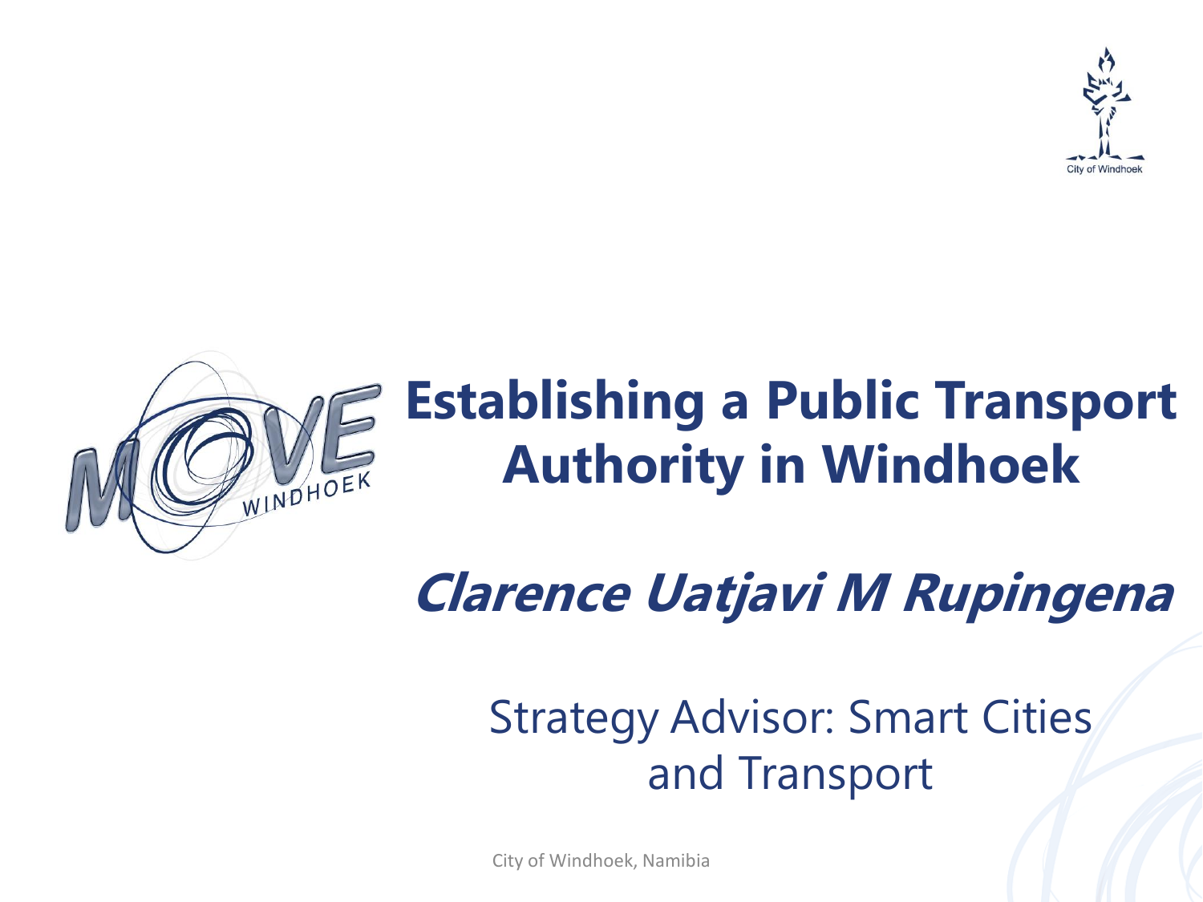# Establishing a Public Transport Authority in Windhoek

***Clarence Uatjavi M Rupingena***

Strategy Advisor: Smart Cities and Transport

City of Windhoek, Namibia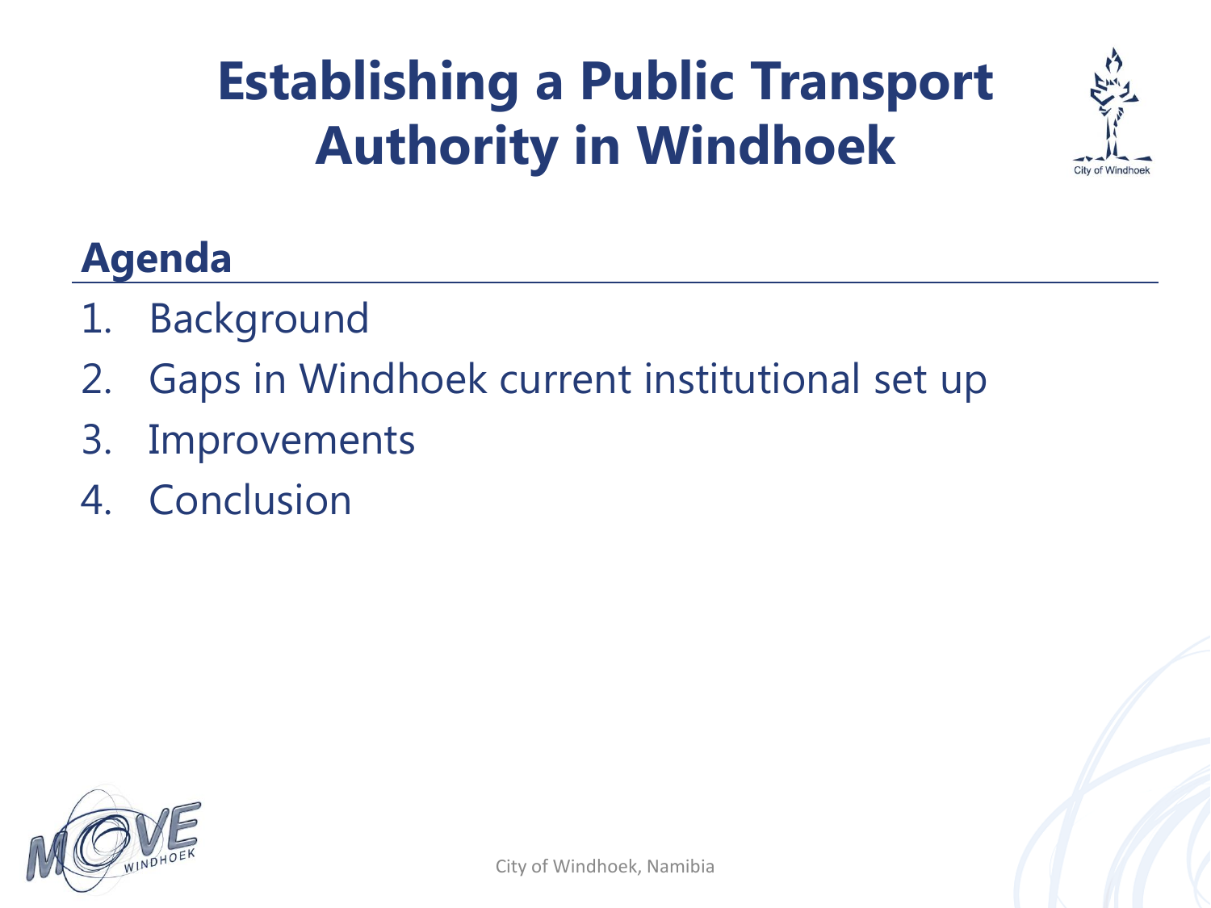# Establishing a Public Transport Authority in Windhoek

## Agenda

1. Background
2. Gaps in Windhoek current institutional set up
3. Improvements
4. Conclusion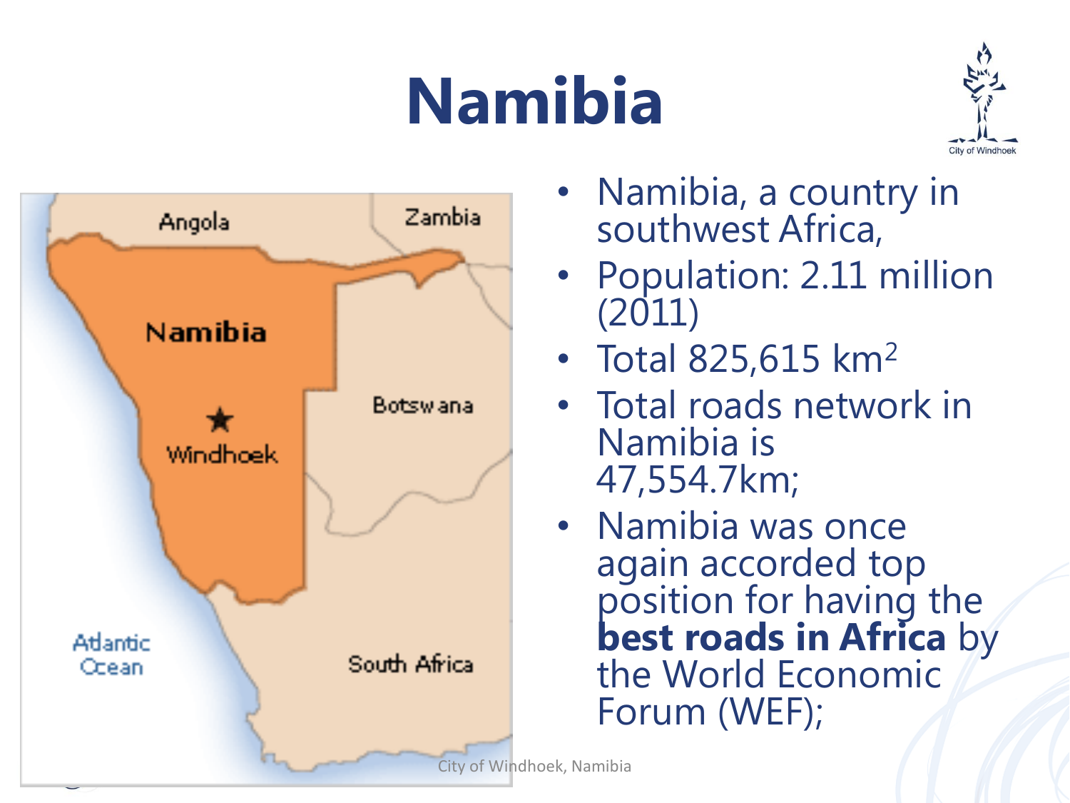# Namibia

- Namibia, a country in southwest Africa,
- Population: 2.11 million (2011)
- Total 825,615 km$^2$
- Total roads network in Namibia is 47,554.7km;
- Namibia was once again accorded top position for having the **best roads in Africa** by the World Economic Forum (WEF);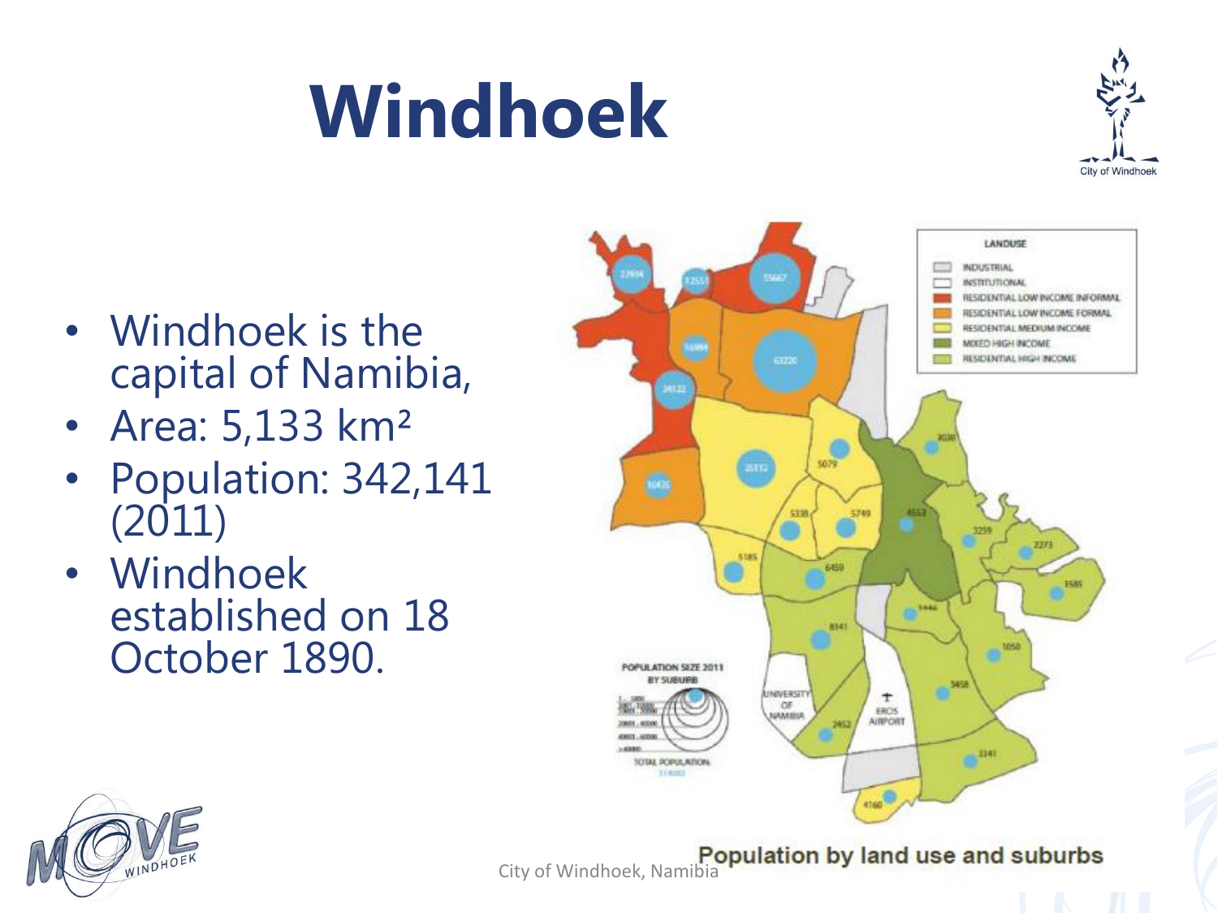# Windhoek

- Windhoek is the capital of Namibia,
- Area: 5,133 km²
- Population: 342,141 (2011)
- Windhoek established on 18 October 1890.

Population by land use and suburbs

City of Windhoek, Namibia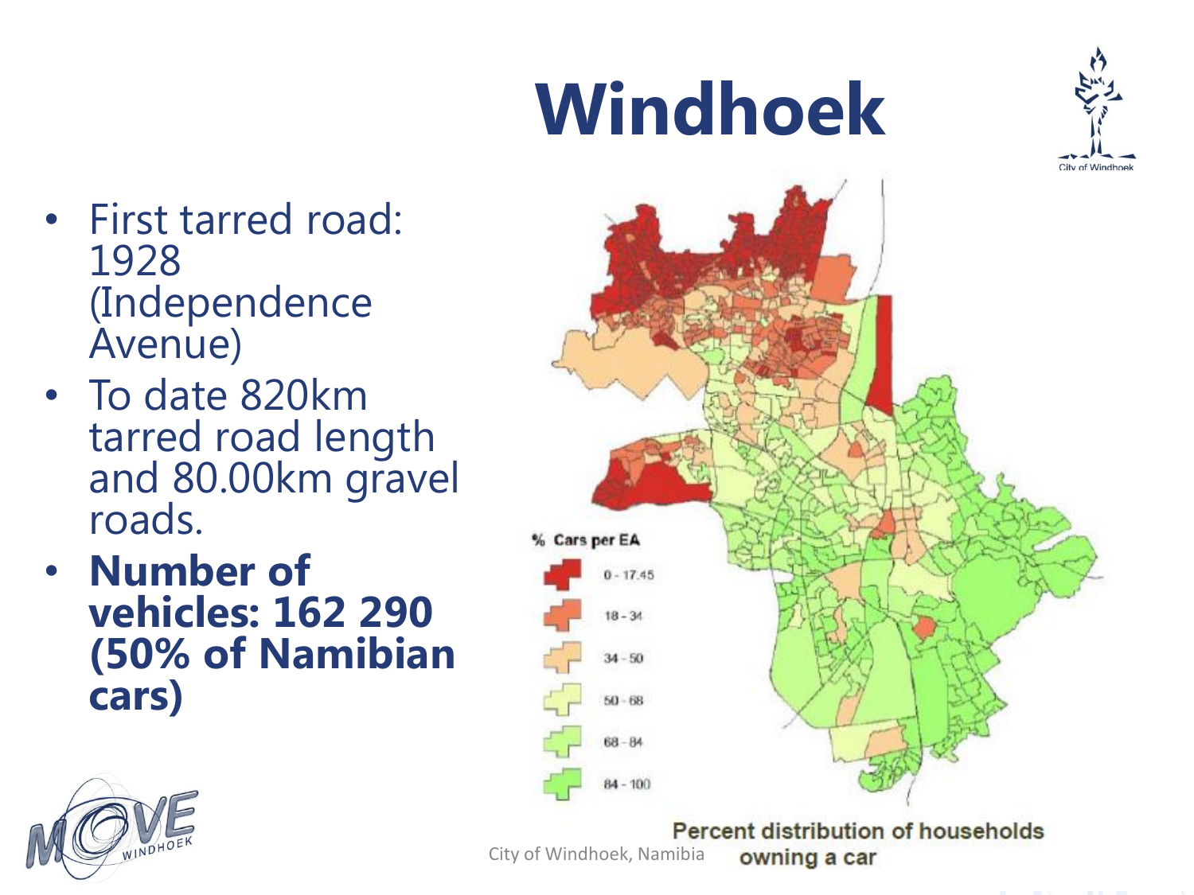# Windhoek

- First tarred road: 1928 (Independence Avenue)
- To date 820km tarred road length and 80.00km gravel roads.
- **Number of vehicles: 162 290 (50% of Namibian cars)**

% Cars per EA

- 0 - 17.45
- 18 - 34
- 34 - 50
- 50 - 68
- 68 - 84
- 84 - 100

Percent distribution of households owning a car

City of Windhoek, Namibia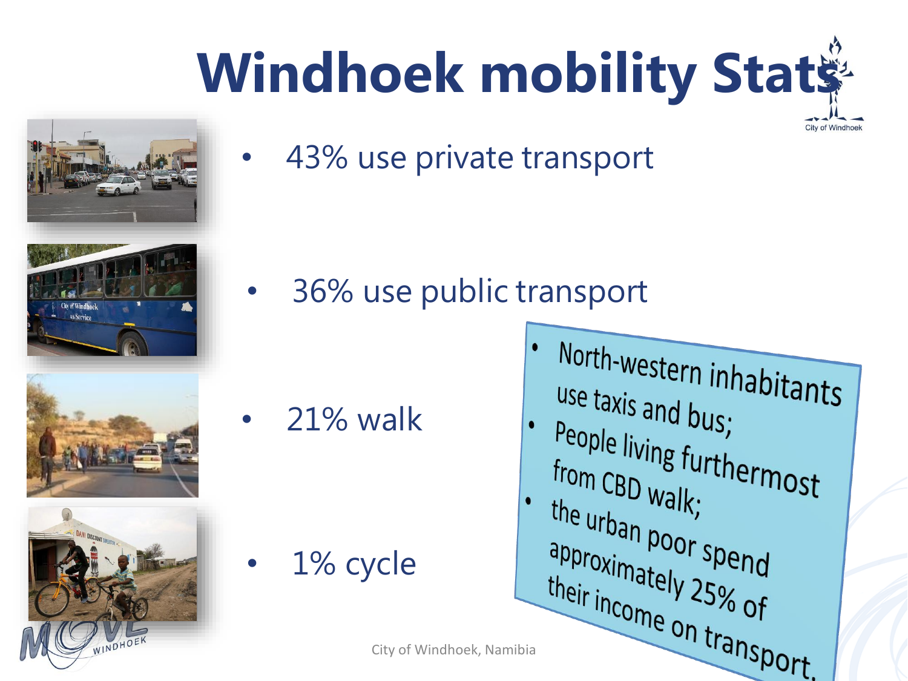# Windhoek mobility Stats

- 43% use private transport
- 36% use public transport
- 21% walk
- 1% cycle

- North-western inhabitants use taxis and bus;
- People living furthermost from CBD walk;
- the urban poor spend approximately 25% of their income on transport.

City of Windhoek, Namibia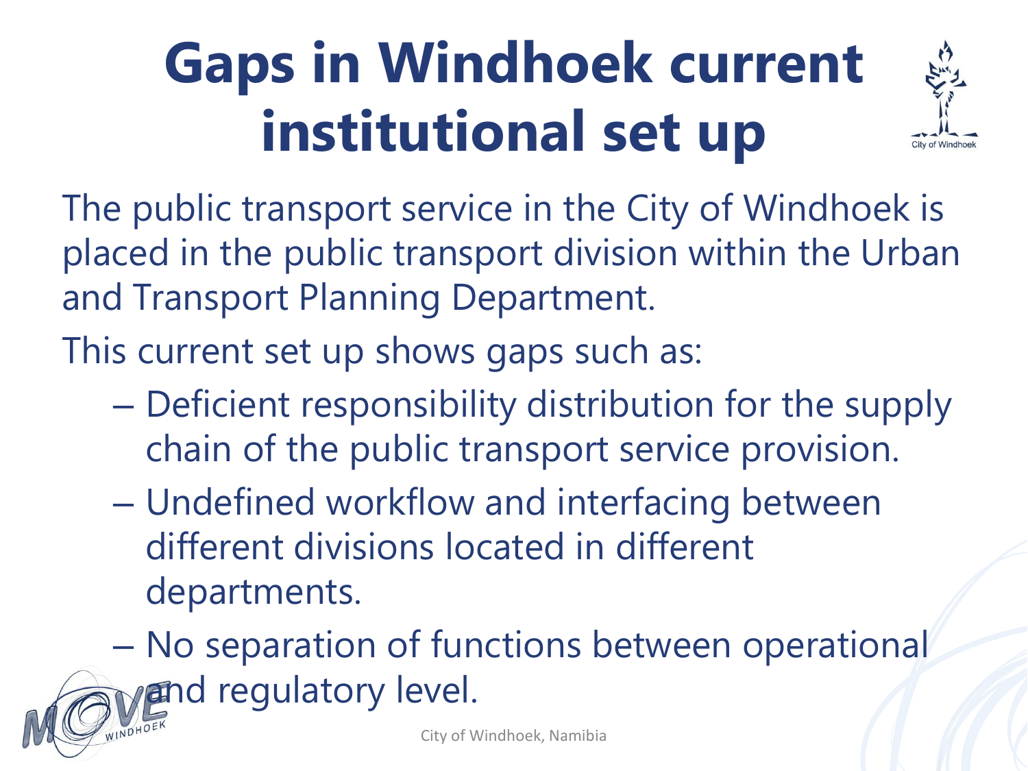# Gaps in Windhoek current institutional set up

The public transport service in the City of Windhoek is placed in the public transport division within the Urban and Transport Planning Department.

This current set up shows gaps such as:

- Deficient responsibility distribution for the supply chain of the public transport service provision.
- Undefined workflow and interfacing between different divisions located in different departments.
- No separation of functions between operational and regulatory level.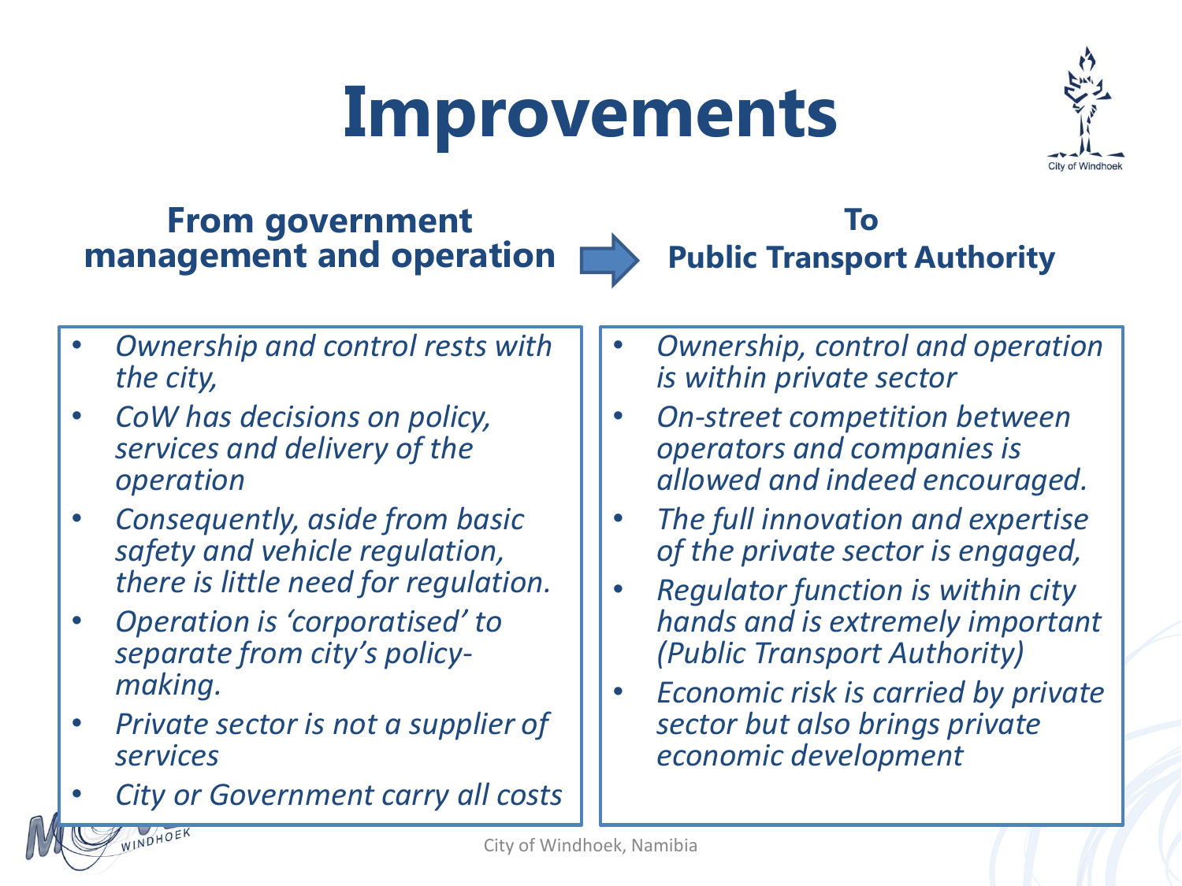# Improvements

**From government management and operation** → **To Public Transport Authority**

**From government management and operation**

- *Ownership and control rests with the city,*
- *CoW has decisions on policy, services and delivery of the operation*
- *Consequently, aside from basic safety and vehicle regulation, there is little need for regulation.*
- *Operation is 'corporatised' to separate from city's policy-making.*
- *Private sector is not a supplier of services*
- *City or Government carry all costs*

**To Public Transport Authority**

- *Ownership, control and operation is within private sector*
- *On-street competition between operators and companies is allowed and indeed encouraged.*
- *The full innovation and expertise of the private sector is engaged,*
- *Regulator function is within city hands and is extremely important (Public Transport Authority)*
- *Economic risk is carried by private sector but also brings private economic development*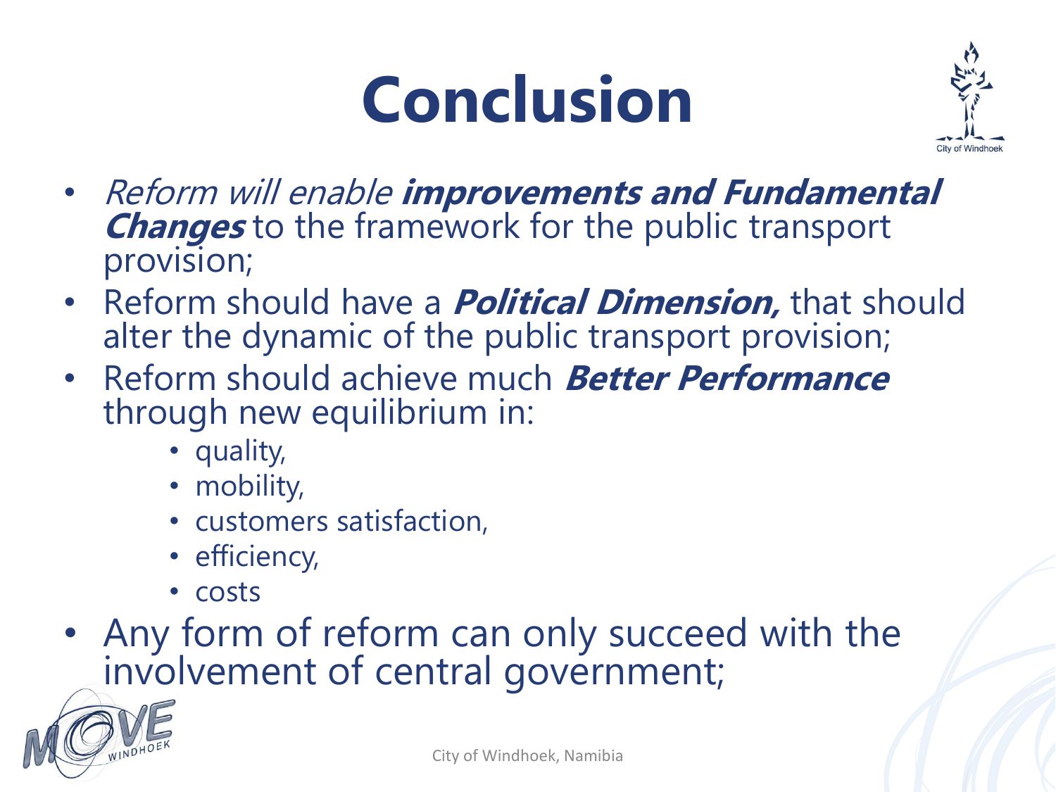# Conclusion

- *Reform will enable* ***improvements and Fundamental Changes*** to the framework for the public transport provision;
- Reform should have a ***Political Dimension,*** that should alter the dynamic of the public transport provision;
- Reform should achieve much ***Better Performance*** through new equilibrium in:
  - quality,
  - mobility,
  - customers satisfaction,
  - efficiency,
  - costs
- Any form of reform can only succeed with the involvement of central government;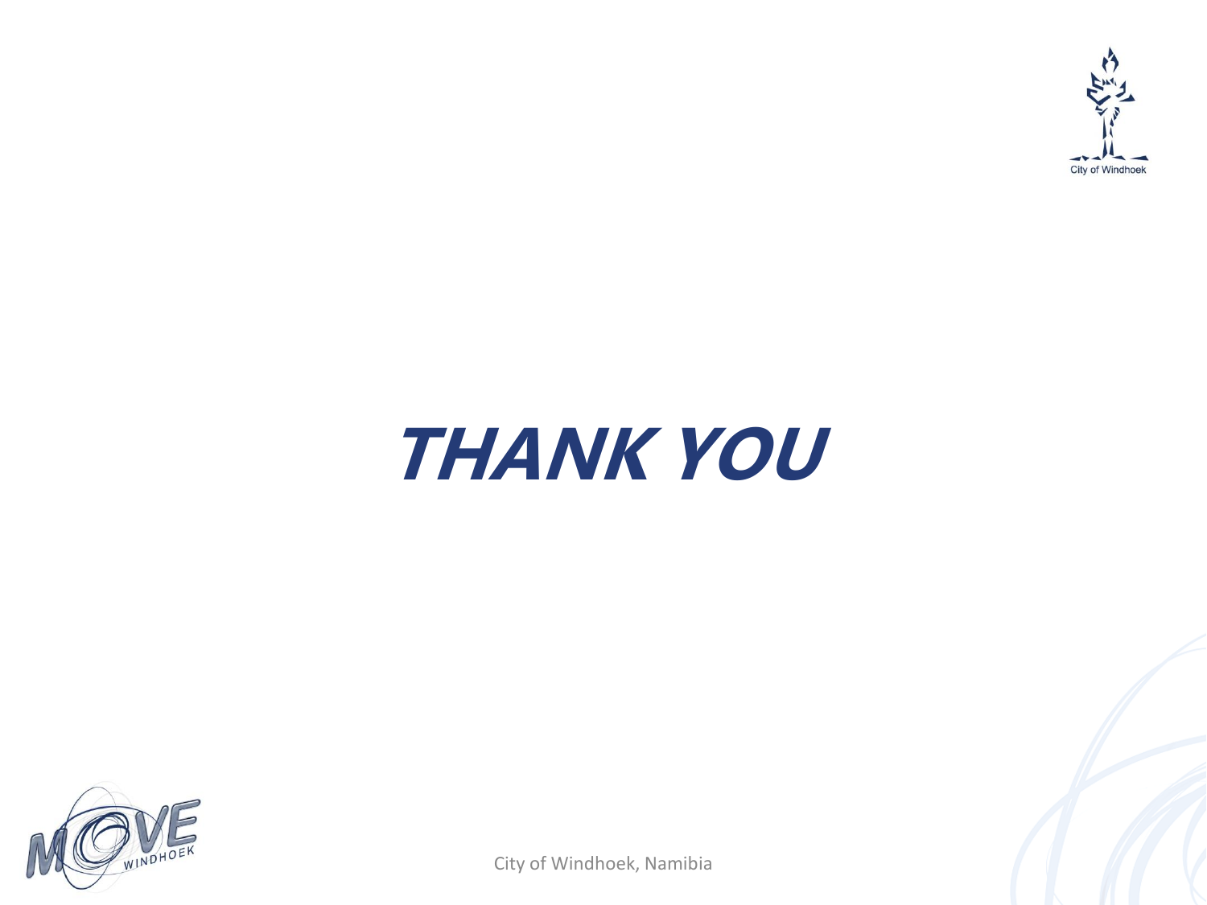# *THANK YOU*

City of Windhoek, Namibia